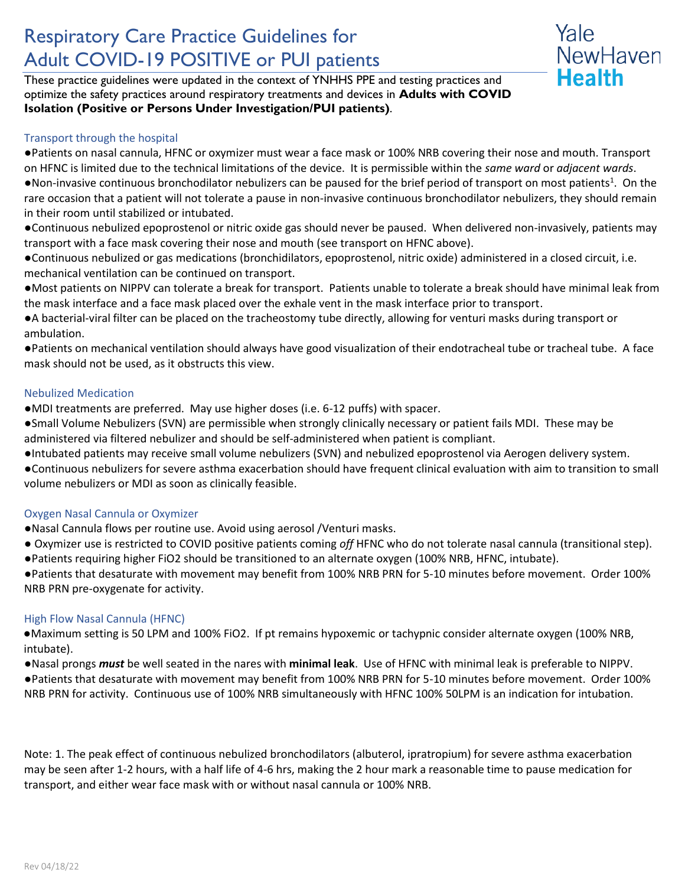# Respiratory Care Practice Guidelines for Adult COVID-19 POSITIVE or PUI patients

These practice guidelines were updated in the context of YNHHS PPE and testing practices and optimize the safety practices around respiratory treatments and devices in **Adults with COVID Isolation (Positive or Persons Under Investigation/PUI patients)**.

## Transport through the hospital

- Patients on nasal cannula, HFNC or oxymizer must wear a face mask or 100% NRB covering their nose and mouth. Transport on HFNC is limited due to the technical limitations of the device. It is permissible within the *same ward* or *adjacent wards*.
- Non-invasive continuous bronchodilator nebulizers can be paused for the brief period of transport on most patients[1]. On the rare occasion that a patient will not tolerate a pause in non-invasive continuous bronchodilator nebulizers, they should remain in their room until stabilized or intubated.
- Continuous nebulized epoprostenol or nitric oxide gas should never be paused. When delivered non-invasively, patients may transport with a face mask covering their nose and mouth (see transport on HFNC above).
- Continuous nebulized or gas medications (bronchidilators, epoprostenol, nitric oxide) administered in a closed circuit, i.e. mechanical ventilation can be continued on transport.
- Most patients on NIPPV can tolerate a break for transport. Patients unable to tolerate a break should have minimal leak from the mask interface and a face mask placed over the exhale vent in the mask interface prior to transport.
- A bacterial-viral filter can be placed on the tracheostomy tube directly, allowing for venturi masks during transport or ambulation.
- Patients on mechanical ventilation should always have good visualization of their endotracheal tube or tracheal tube. A face mask should not be used, as it obstructs this view.

## Nebulized Medication

- MDI treatments are preferred. May use higher doses (i.e. 6-12 puffs) with spacer.
- Small Volume Nebulizers (SVN) are permissible when strongly clinically necessary or patient fails MDI. These may be administered via filtered nebulizer and should be self-administered when patient is compliant.
- Intubated patients may receive small volume nebulizers (SVN) and nebulized epoprostenol via Aerogen delivery system.
- Continuous nebulizers for severe asthma exacerbation should have frequent clinical evaluation with aim to transition to small volume nebulizers or MDI as soon as clinically feasible.

## Oxygen Nasal Cannula or Oxymizer

- Nasal Cannula flows per routine use. Avoid using aerosol /Venturi masks.
- Oxymizer use is restricted to COVID positive patients coming *off* HFNC who do not tolerate nasal cannula (transitional step).
- Patients requiring higher FiO2 should be transitioned to an alternate oxygen (100% NRB, HFNC, intubate).
- Patients that desaturate with movement may benefit from 100% NRB PRN for 5-10 minutes before movement. Order 100% NRB PRN pre-oxygenate for activity.

## High Flow Nasal Cannula (HFNC)

- Maximum setting is 50 LPM and 100% FiO2. If pt remains hypoxemic or tachypnic consider alternate oxygen (100% NRB, intubate).
- Nasal prongs ***must*** be well seated in the nares with **minimal leak**. Use of HFNC with minimal leak is preferable to NIPPV.
- Patients that desaturate with movement may benefit from 100% NRB PRN for 5-10 minutes before movement. Order 100% NRB PRN for activity. Continuous use of 100% NRB simultaneously with HFNC 100% 50LPM is an indication for intubation.

Note: 1. The peak effect of continuous nebulized bronchodilators (albuterol, ipratropium) for severe asthma exacerbation may be seen after 1-2 hours, with a half life of 4-6 hrs, making the 2 hour mark a reasonable time to pause medication for transport, and either wear face mask with or without nasal cannula or 100% NRB.

Rev 04/18/22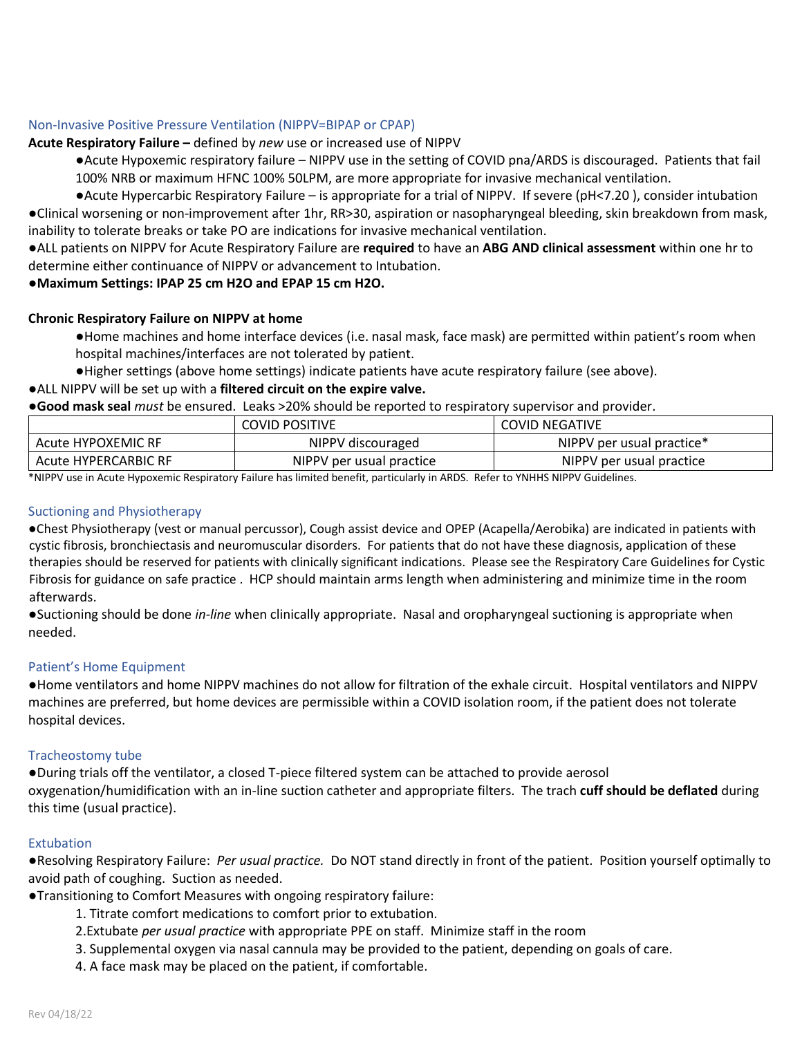## Non-Invasive Positive Pressure Ventilation (NIPPV=BIPAP or CPAP)

**Acute Respiratory Failure –** defined by *new* use or increased use of NIPPV

- ●Acute Hypoxemic respiratory failure – NIPPV use in the setting of COVID pna/ARDS is discouraged. Patients that fail 100% NRB or maximum HFNC 100% 50LPM, are more appropriate for invasive mechanical ventilation.
- ●Acute Hypercarbic Respiratory Failure – is appropriate for a trial of NIPPV. If severe (pH<7.20 ), consider intubation

●Clinical worsening or non-improvement after 1hr, RR>30, aspiration or nasopharyngeal bleeding, skin breakdown from mask, inability to tolerate breaks or take PO are indications for invasive mechanical ventilation.

●ALL patients on NIPPV for Acute Respiratory Failure are **required** to have an **ABG AND clinical assessment** within one hr to determine either continuance of NIPPV or advancement to Intubation.

●**Maximum Settings: IPAP 25 cm H2O and EPAP 15 cm H2O.**

**Chronic Respiratory Failure on NIPPV at home**

- ●Home machines and home interface devices (i.e. nasal mask, face mask) are permitted within patient's room when hospital machines/interfaces are not tolerated by patient.
- ●Higher settings (above home settings) indicate patients have acute respiratory failure (see above).

●ALL NIPPV will be set up with a **filtered circuit on the expire valve.**

●**Good mask seal** *must* be ensured. Leaks >20% should be reported to respiratory supervisor and provider.

| | COVID POSITIVE | COVID NEGATIVE |
|---|---|---|
| Acute HYPOXEMIC RF | NIPPV discouraged | NIPPV per usual practice* |
| Acute HYPERCARBIC RF | NIPPV per usual practice | NIPPV per usual practice |

*NIPPV use in Acute Hypoxemic Respiratory Failure has limited benefit, particularly in ARDS. Refer to YNHHS NIPPV Guidelines.

## Suctioning and Physiotherapy

●Chest Physiotherapy (vest or manual percussor), Cough assist device and OPEP (Acapella/Aerobika) are indicated in patients with cystic fibrosis, bronchiectasis and neuromuscular disorders. For patients that do not have these diagnosis, application of these therapies should be reserved for patients with clinically significant indications. Please see the Respiratory Care Guidelines for Cystic Fibrosis for guidance on safe practice . HCP should maintain arms length when administering and minimize time in the room afterwards.

●Suctioning should be done *in-line* when clinically appropriate. Nasal and oropharyngeal suctioning is appropriate when needed.

## Patient's Home Equipment

●Home ventilators and home NIPPV machines do not allow for filtration of the exhale circuit. Hospital ventilators and NIPPV machines are preferred, but home devices are permissible within a COVID isolation room, if the patient does not tolerate hospital devices.

## Tracheostomy tube

●During trials off the ventilator, a closed T-piece filtered system can be attached to provide aerosol oxygenation/humidification with an in-line suction catheter and appropriate filters. The trach **cuff should be deflated** during this time (usual practice).

## Extubation

●Resolving Respiratory Failure: *Per usual practice.* Do NOT stand directly in front of the patient. Position yourself optimally to avoid path of coughing. Suction as needed.

●Transitioning to Comfort Measures with ongoing respiratory failure:

1. Titrate comfort medications to comfort prior to extubation.
2. Extubate *per usual practice* with appropriate PPE on staff. Minimize staff in the room
3. Supplemental oxygen via nasal cannula may be provided to the patient, depending on goals of care.
4. A face mask may be placed on the patient, if comfortable.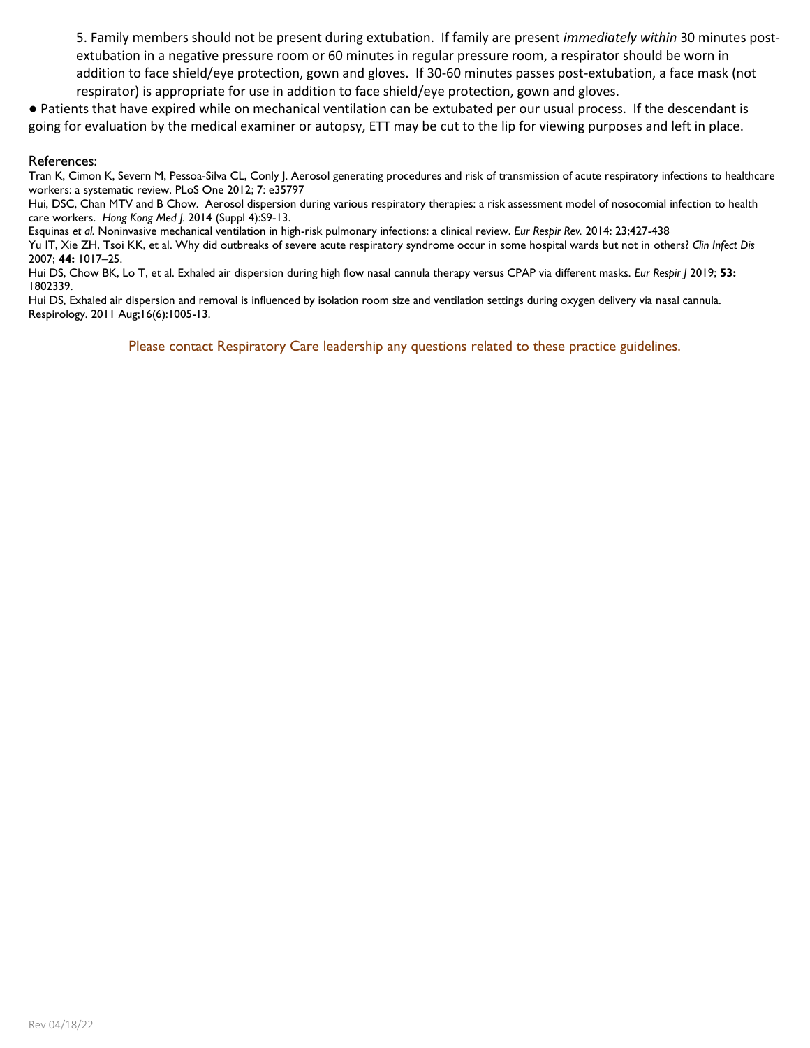5. Family members should not be present during extubation. If family are present *immediately within* 30 minutes post-extubation in a negative pressure room or 60 minutes in regular pressure room, a respirator should be worn in addition to face shield/eye protection, gown and gloves. If 30-60 minutes passes post-extubation, a face mask (not respirator) is appropriate for use in addition to face shield/eye protection, gown and gloves.

● Patients that have expired while on mechanical ventilation can be extubated per our usual process. If the descendant is going for evaluation by the medical examiner or autopsy, ETT may be cut to the lip for viewing purposes and left in place.

References:

Tran K, Cimon K, Severn M, Pessoa-Silva CL, Conly J. Aerosol generating procedures and risk of transmission of acute respiratory infections to healthcare workers: a systematic review. PLoS One 2012; 7: e35797

Hui, DSC, Chan MTV and B Chow. Aerosol dispersion during various respiratory therapies: a risk assessment model of nosocomial infection to health care workers. *Hong Kong Med J.* 2014 (Suppl 4):S9-13.

Esquinas *et al.* Noninvasive mechanical ventilation in high-risk pulmonary infections: a clinical review. *Eur Respir Rev.* 2014: 23;427-438

Yu IT, Xie ZH, Tsoi KK, et al. Why did outbreaks of severe acute respiratory syndrome occur in some hospital wards but not in others? *Clin Infect Dis* 2007; **44:** 1017–25.

Hui DS, Chow BK, Lo T, et al. Exhaled air dispersion during high flow nasal cannula therapy versus CPAP via different masks. *Eur Respir J* 2019; **53:** 1802339.

Hui DS, Exhaled air dispersion and removal is influenced by isolation room size and ventilation settings during oxygen delivery via nasal cannula. Respirology. 2011 Aug;16(6):1005-13.

Please contact Respiratory Care leadership any questions related to these practice guidelines.

Rev 04/18/22